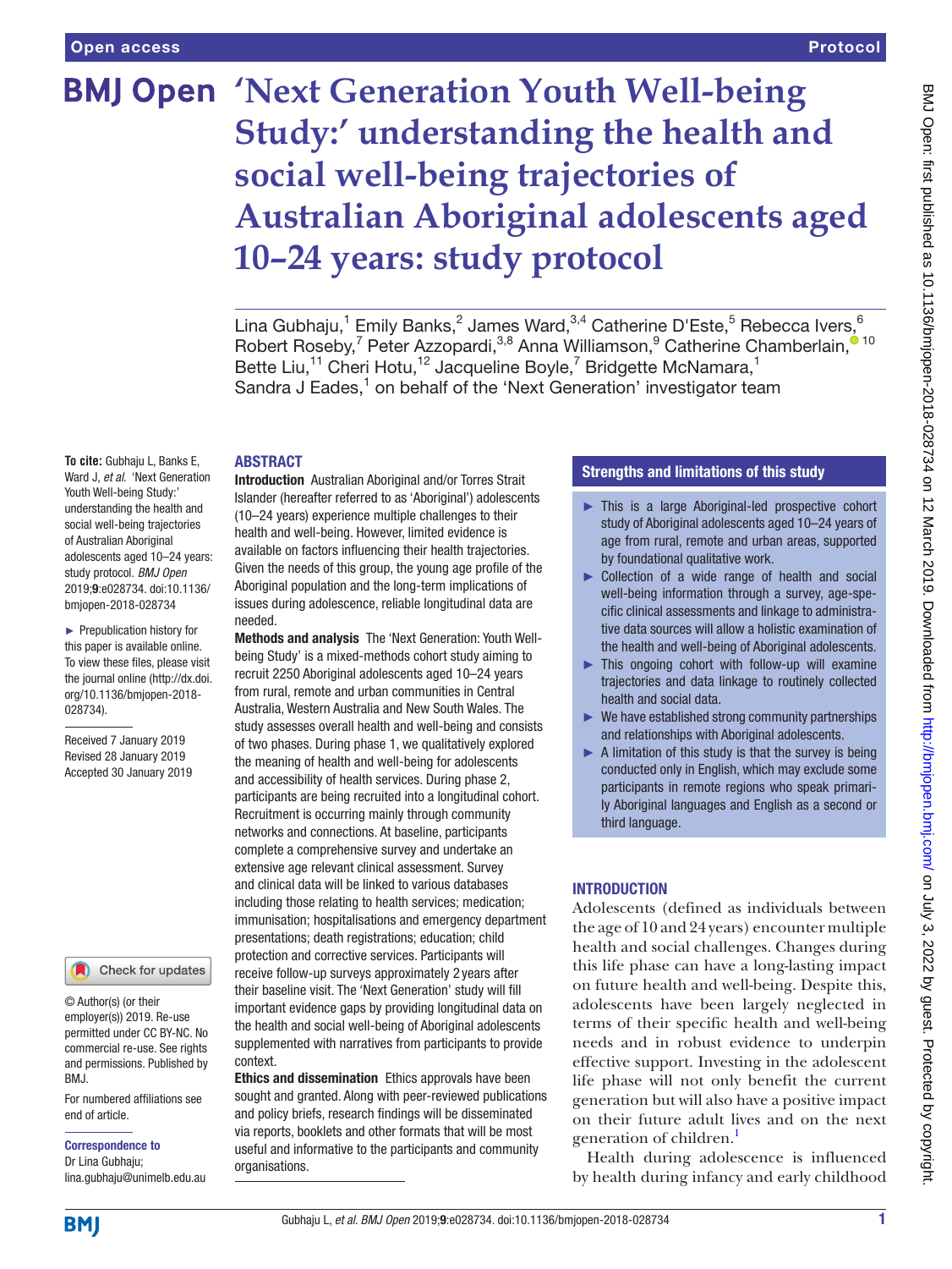# 'Next Generation Youth Well-being Study:' understanding the health and social well-being trajectories of Australian Aboriginal adolescents aged 10–24 years: study protocol

Lina Gubhaju,[1] Emily Banks,[2] James Ward,[3,4] Catherine D'Este,[5] Rebecca Ivers,[6] Robert Roseby,[7] Peter Azzopardi,[3,8] Anna Williamson,[9] Catherine Chamberlain,[10] Bette Liu,[11] Cheri Hotu,[12] Jacqueline Boyle,[7] Bridgette McNamara,[1] Sandra J Eades,[1] on behalf of the 'Next Generation' investigator team

**To cite:** Gubhaju L, Banks E, Ward J, *et al.* 'Next Generation Youth Well-being Study:' understanding the health and social well-being trajectories of Australian Aboriginal adolescents aged 10–24 years: study protocol. *BMJ Open* 2019;**9**:e028734. doi:10.1136/bmjopen-2018-028734

► Prepublication history for this paper is available online. To view these files, please visit the journal online (http://dx.doi.org/10.1136/bmjopen-2018-028734).

Received 7 January 2019
Revised 28 January 2019
Accepted 30 January 2019

© Author(s) (or their employer(s)) 2019. Re-use permitted under CC BY-NC. No commercial re-use. See rights and permissions. Published by BMJ.

For numbered affiliations see end of article.

**Correspondence to**
Dr Lina Gubhaju;
lina.gubhaju@unimelb.edu.au

## ABSTRACT

**Introduction** Australian Aboriginal and/or Torres Strait Islander (hereafter referred to as 'Aboriginal') adolescents (10–24 years) experience multiple challenges to their health and well-being. However, limited evidence is available on factors influencing their health trajectories. Given the needs of this group, the young age profile of the Aboriginal population and the long-term implications of issues during adolescence, reliable longitudinal data are needed.

**Methods and analysis** The 'Next Generation: Youth Well-being Study' is a mixed-methods cohort study aiming to recruit 2250 Aboriginal adolescents aged 10–24 years from rural, remote and urban communities in Central Australia, Western Australia and New South Wales. The study assesses overall health and well-being and consists of two phases. During phase 1, we qualitatively explored the meaning of health and well-being for adolescents and accessibility of health services. During phase 2, participants are being recruited into a longitudinal cohort. Recruitment is occurring mainly through community networks and connections. At baseline, participants complete a comprehensive survey and undertake an extensive age relevant clinical assessment. Survey and clinical data will be linked to various databases including those relating to health services; medication; immunisation; hospitalisations and emergency department presentations; death registrations; education; child protection and corrective services. Participants will receive follow-up surveys approximately 2 years after their baseline visit. The 'Next Generation' study will fill important evidence gaps by providing longitudinal data on the health and social well-being of Aboriginal adolescents supplemented with narratives from participants to provide context.

**Ethics and dissemination** Ethics approvals have been sought and granted. Along with peer-reviewed publications and policy briefs, research findings will be disseminated via reports, booklets and other formats that will be most useful and informative to the participants and community organisations.

## Strengths and limitations of this study

- ► This is a large Aboriginal-led prospective cohort study of Aboriginal adolescents aged 10–24 years of age from rural, remote and urban areas, supported by foundational qualitative work.
- ► Collection of a wide range of health and social well-being information through a survey, age-specific clinical assessments and linkage to administrative data sources will allow a holistic examination of the health and well-being of Aboriginal adolescents.
- ► This ongoing cohort with follow-up will examine trajectories and data linkage to routinely collected health and social data.
- ► We have established strong community partnerships and relationships with Aboriginal adolescents.
- ► A limitation of this study is that the survey is being conducted only in English, which may exclude some participants in remote regions who speak primarily Aboriginal languages and English as a second or third language.

## INTRODUCTION

Adolescents (defined as individuals between the age of 10 and 24 years) encounter multiple health and social challenges. Changes during this life phase can have a long-lasting impact on future health and well-being. Despite this, adolescents have been largely neglected in terms of their specific health and well-being needs and in robust evidence to underpin effective support. Investing in the adolescent life phase will not only benefit the current generation but will also have a positive impact on their future adult lives and on the next generation of children.[1]

Health during adolescence is influenced by health during infancy and early childhood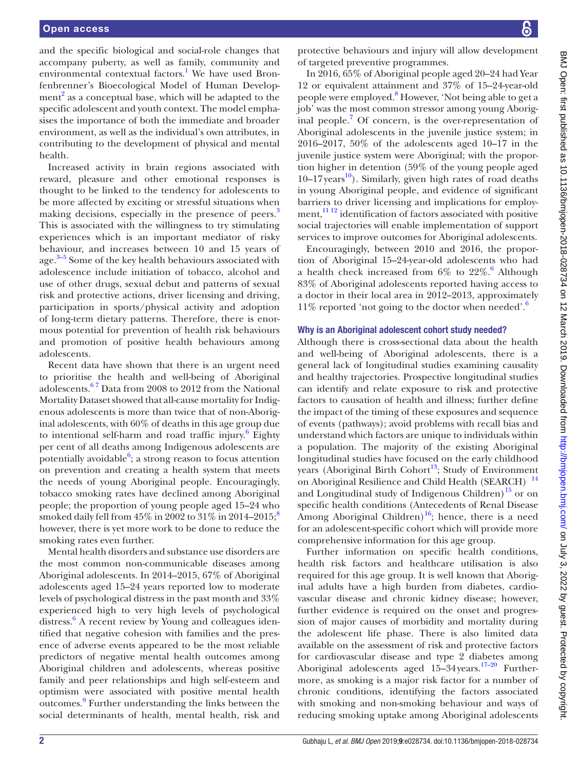and the specific biological and social-role changes that accompany puberty, as well as family, community and environmental contextual factors.[1] We have used Bronfenbrenner's Bioecological Model of Human Development[2] as a conceptual base, which will be adapted to the specific adolescent and youth context. The model emphasises the importance of both the immediate and broader environment, as well as the individual's own attributes, in contributing to the development of physical and mental health.

Increased activity in brain regions associated with reward, pleasure and other emotional responses is thought to be linked to the tendency for adolescents to be more affected by exciting or stressful situations when making decisions, especially in the presence of peers.[3] This is associated with the willingness to try stimulating experiences which is an important mediator of risky behaviour, and increases between 10 and 15 years of age.[3–5] Some of the key health behaviours associated with adolescence include initiation of tobacco, alcohol and use of other drugs, sexual debut and patterns of sexual risk and protective actions, driver licensing and driving, participation in sports/physical activity and adoption of long-term dietary patterns. Therefore, there is enormous potential for prevention of health risk behaviours and promotion of positive health behaviours among adolescents.

Recent data have shown that there is an urgent need to prioritise the health and well-being of Aboriginal adolescents.[6,7] Data from 2008 to 2012 from the National Mortality Dataset showed that all-cause mortality for Indigenous adolescents is more than twice that of non-Aboriginal adolescents, with 60% of deaths in this age group due to intentional self-harm and road traffic injury.[6] Eighty per cent of all deaths among Indigenous adolescents are potentially avoidable[6]; a strong reason to focus attention on prevention and creating a health system that meets the needs of young Aboriginal people. Encouragingly, tobacco smoking rates have declined among Aboriginal people; the proportion of young people aged 15–24 who smoked daily fell from 45% in 2002 to 31% in 2014–2015;[8] however, there is yet more work to be done to reduce the smoking rates even further.

Mental health disorders and substance use disorders are the most common non-communicable diseases among Aboriginal adolescents. In 2014–2015, 67% of Aboriginal adolescents aged 15–24 years reported low to moderate levels of psychological distress in the past month and 33% experienced high to very high levels of psychological distress.[6] A recent review by Young and colleagues identified that negative cohesion with families and the presence of adverse events appeared to be the most reliable predictors of negative mental health outcomes among Aboriginal children and adolescents, whereas positive family and peer relationships and high self-esteem and optimism were associated with positive mental health outcomes.[9] Further understanding the links between the social determinants of health, mental health, risk and protective behaviours and injury will allow development of targeted preventive programmes.

In 2016, 65% of Aboriginal people aged 20–24 had Year 12 or equivalent attainment and 37% of 15–24-year-old people were employed.[8] However, 'Not being able to get a job' was the most common stressor among young Aboriginal people.[7] Of concern, is the over-representation of Aboriginal adolescents in the juvenile justice system; in 2016–2017, 50% of the adolescents aged 10–17 in the juvenile justice system were Aboriginal; with the proportion higher in detention (59% of the young people aged 10–17 years[10]). Similarly, given high rates of road deaths in young Aboriginal people, and evidence of significant barriers to driver licensing and implications for employment,[11,12] identification of factors associated with positive social trajectories will enable implementation of support services to improve outcomes for Aboriginal adolescents.

Encouragingly, between 2010 and 2016, the proportion of Aboriginal 15–24-year-old adolescents who had a health check increased from 6% to 22%.[6] Although 83% of Aboriginal adolescents reported having access to a doctor in their local area in 2012–2013, approximately 11% reported 'not going to the doctor when needed'.[6]

## Why is an Aboriginal adolescent cohort study needed?

Although there is cross-sectional data about the health and well-being of Aboriginal adolescents, there is a general lack of longitudinal studies examining causality and healthy trajectories. Prospective longitudinal studies can identify and relate exposure to risk and protective factors to causation of health and illness; further define the impact of the timing of these exposures and sequence of events (pathways); avoid problems with recall bias and understand which factors are unique to individuals within a population. The majority of the existing Aboriginal longitudinal studies have focused on the early childhood years (Aboriginal Birth Cohort[13]; Study of Environment on Aboriginal Resilience and Child Health (SEARCH)[14] and Longitudinal study of Indigenous Children)[15] or on specific health conditions (Antecedents of Renal Disease Among Aboriginal Children)[16]; hence, there is a need for an adolescent-specific cohort which will provide more comprehensive information for this age group.

Further information on specific health conditions, health risk factors and healthcare utilisation is also required for this age group. It is well known that Aboriginal adults have a high burden from diabetes, cardiovascular disease and chronic kidney disease; however, further evidence is required on the onset and progression of major causes of morbidity and mortality during the adolescent life phase. There is also limited data available on the assessment of risk and protective factors for cardiovascular disease and type 2 diabetes among Aboriginal adolescents aged 15–34 years.[17–20] Furthermore, as smoking is a major risk factor for a number of chronic conditions, identifying the factors associated with smoking and non-smoking behaviour and ways of reducing smoking uptake among Aboriginal adolescents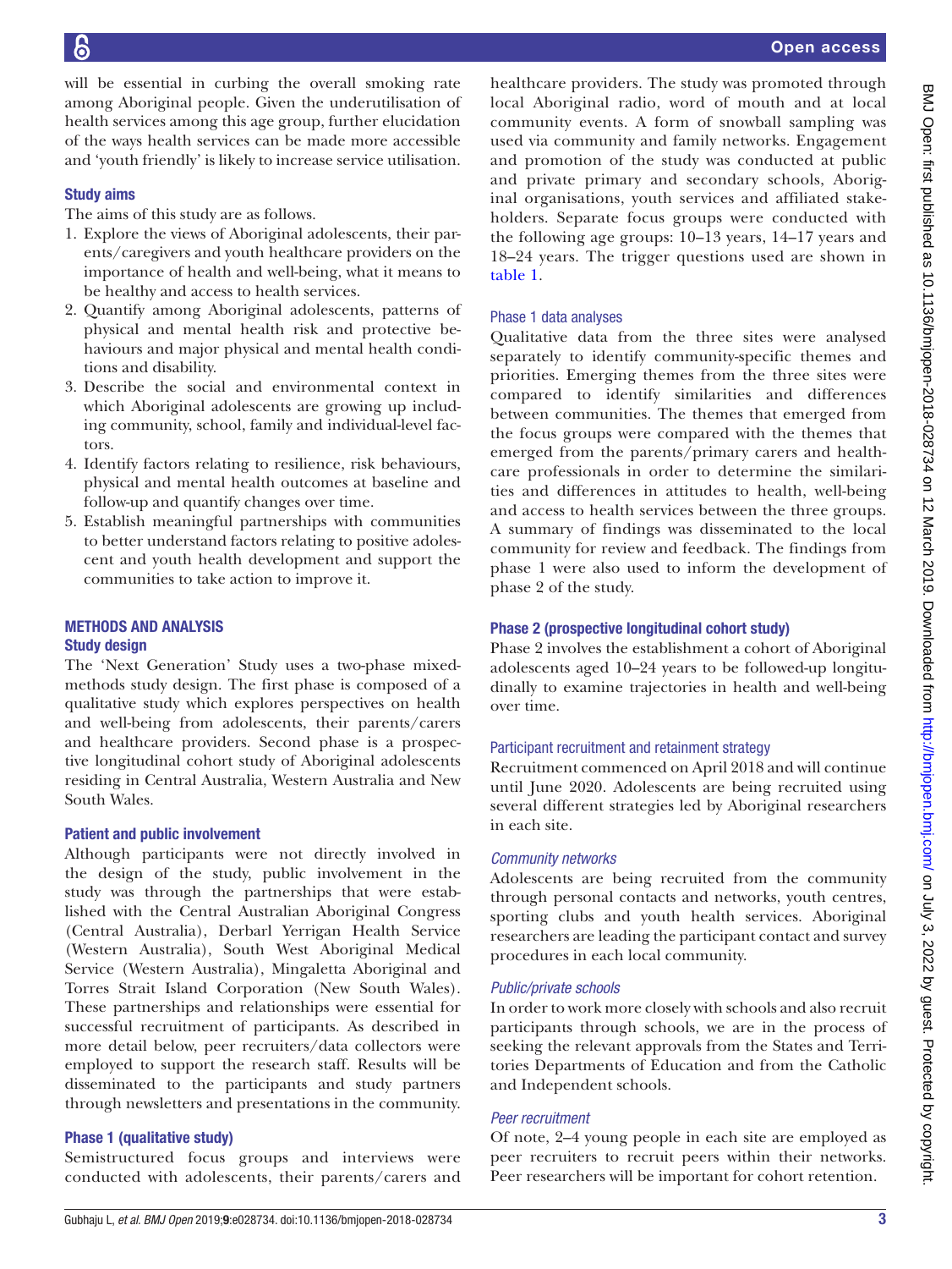will be essential in curbing the overall smoking rate among Aboriginal people. Given the underutilisation of health services among this age group, further elucidation of the ways health services can be made more accessible and 'youth friendly' is likely to increase service utilisation.

### Study aims

The aims of this study are as follows.

1. Explore the views of Aboriginal adolescents, their parents/caregivers and youth healthcare providers on the importance of health and well-being, what it means to be healthy and access to health services.
2. Quantify among Aboriginal adolescents, patterns of physical and mental health risk and protective behaviours and major physical and mental health conditions and disability.
3. Describe the social and environmental context in which Aboriginal adolescents are growing up including community, school, family and individual-level factors.
4. Identify factors relating to resilience, risk behaviours, physical and mental health outcomes at baseline and follow-up and quantify changes over time.
5. Establish meaningful partnerships with communities to better understand factors relating to positive adolescent and youth health development and support the communities to take action to improve it.

## METHODS AND ANALYSIS

### Study design

The 'Next Generation' Study uses a two-phase mixed-methods study design. The first phase is composed of a qualitative study which explores perspectives on health and well-being from adolescents, their parents/carers and healthcare providers. Second phase is a prospective longitudinal cohort study of Aboriginal adolescents residing in Central Australia, Western Australia and New South Wales.

### Patient and public involvement

Although participants were not directly involved in the design of the study, public involvement in the study was through the partnerships that were established with the Central Australian Aboriginal Congress (Central Australia), Derbarl Yerrigan Health Service (Western Australia), South West Aboriginal Medical Service (Western Australia), Mingaletta Aboriginal and Torres Strait Island Corporation (New South Wales). These partnerships and relationships were essential for successful recruitment of participants. As described in more detail below, peer recruiters/data collectors were employed to support the research staff. Results will be disseminated to the participants and study partners through newsletters and presentations in the community.

### Phase 1 (qualitative study)

Semistructured focus groups and interviews were conducted with adolescents, their parents/carers and healthcare providers. The study was promoted through local Aboriginal radio, word of mouth and at local community events. A form of snowball sampling was used via community and family networks. Engagement and promotion of the study was conducted at public and private primary and secondary schools, Aboriginal organisations, youth services and affiliated stakeholders. Separate focus groups were conducted with the following age groups: 10–13 years, 14–17 years and 18–24 years. The trigger questions used are shown in table 1.

#### Phase 1 data analyses

Qualitative data from the three sites were analysed separately to identify community-specific themes and priorities. Emerging themes from the three sites were compared to identify similarities and differences between communities. The themes that emerged from the focus groups were compared with the themes that emerged from the parents/primary carers and healthcare professionals in order to determine the similarities and differences in attitudes to health, well-being and access to health services between the three groups. A summary of findings was disseminated to the local community for review and feedback. The findings from phase 1 were also used to inform the development of phase 2 of the study.

### Phase 2 (prospective longitudinal cohort study)

Phase 2 involves the establishment a cohort of Aboriginal adolescents aged 10–24 years to be followed-up longitudinally to examine trajectories in health and well-being over time.

#### Participant recruitment and retainment strategy

Recruitment commenced on April 2018 and will continue until June 2020. Adolescents are being recruited using several different strategies led by Aboriginal researchers in each site.

##### *Community networks*

Adolescents are being recruited from the community through personal contacts and networks, youth centres, sporting clubs and youth health services. Aboriginal researchers are leading the participant contact and survey procedures in each local community.

##### *Public/private schools*

In order to work more closely with schools and also recruit participants through schools, we are in the process of seeking the relevant approvals from the States and Territories Departments of Education and from the Catholic and Independent schools.

##### *Peer recruitment*

Of note, 2–4 young people in each site are employed as peer recruiters to recruit peers within their networks. Peer researchers will be important for cohort retention.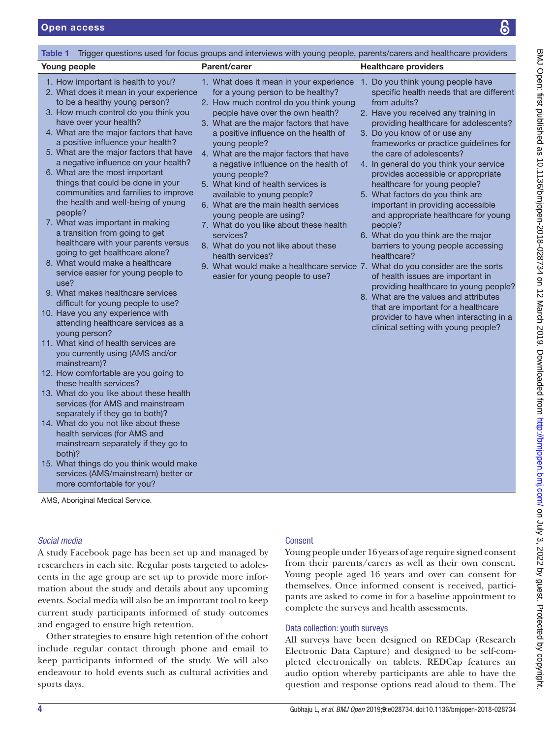**Table 1** Trigger questions used for focus groups and interviews with young people, parents/carers and healthcare providers

| Young people | Parent/carer | Healthcare providers |
|---|---|---|
| 1. How important is health to you?<br>2. What does it mean in your experience to be a healthy young person?<br>3. How much control do you think you have over your health?<br>4. What are the major factors that have a positive influence your health?<br>5. What are the major factors that have a negative influence on your health?<br>6. What are the most important things that could be done in your communities and families to improve the health and well-being of young people?<br>7. What was important in making a transition from going to get healthcare with your parents versus going to get healthcare alone?<br>8. What would make a healthcare service easier for young people to use?<br>9. What makes healthcare services difficult for young people to use?<br>10. Have you any experience with attending healthcare services as a young person?<br>11. What kind of health services are you currently using (AMS and/or mainstream)?<br>12. How comfortable are you going to these health services?<br>13. What do you like about these health services (for AMS and mainstream separately if they go to both)?<br>14. What do you not like about these health services (for AMS and mainstream separately if they go to both)?<br>15. What things do you think would make services (AMS/mainstream) better or more comfortable for you? | 1. What does it mean in your experience for a young person to be healthy?<br>2. How much control do you think young people have over the own health?<br>3. What are the major factors that have a positive influence on the health of young people?<br>4. What are the major factors that have a negative influence on the health of young people?<br>5. What kind of health services is available to young people?<br>6. What are the main health services young people are using?<br>7. What do you like about these health services?<br>8. What do you not like about these health services?<br>9. What would make a healthcare service easier for young people to use? | 1. Do you think young people have specific health needs that are different from adults?<br>2. Have you received any training in providing healthcare for adolescents?<br>3. Do you know of or use any frameworks or practice guidelines for the care of adolescents?<br>4. In general do you think your service provides accessible or appropriate healthcare for young people?<br>5. What factors do you think are important in providing accessible and appropriate healthcare for young people?<br>6. What do you think are the major barriers to young people accessing healthcare?<br>7. What do you consider are the sorts of health issues are important in providing healthcare to young people?<br>8. What are the values and attributes that are important for a healthcare provider to have when interacting in a clinical setting with young people? |

AMS, Aboriginal Medical Service.

### *Social media*

A study Facebook page has been set up and managed by researchers in each site. Regular posts targeted to adolescents in the age group are set up to provide more information about the study and details about any upcoming events. Social media will also be an important tool to keep current study participants informed of study outcomes and engaged to ensure high retention.

Other strategies to ensure high retention of the cohort include regular contact through phone and email to keep participants informed of the study. We will also endeavour to hold events such as cultural activities and sports days.

### Consent

Young people under 16 years of age require signed consent from their parents/carers as well as their own consent. Young people aged 16 years and over can consent for themselves. Once informed consent is received, participants are asked to come in for a baseline appointment to complete the surveys and health assessments.

### Data collection: youth surveys

All surveys have been designed on REDCap (Research Electronic Data Capture) and designed to be self-completed electronically on tablets. REDCap features an audio option whereby participants are able to have the question and response options read aloud to them. The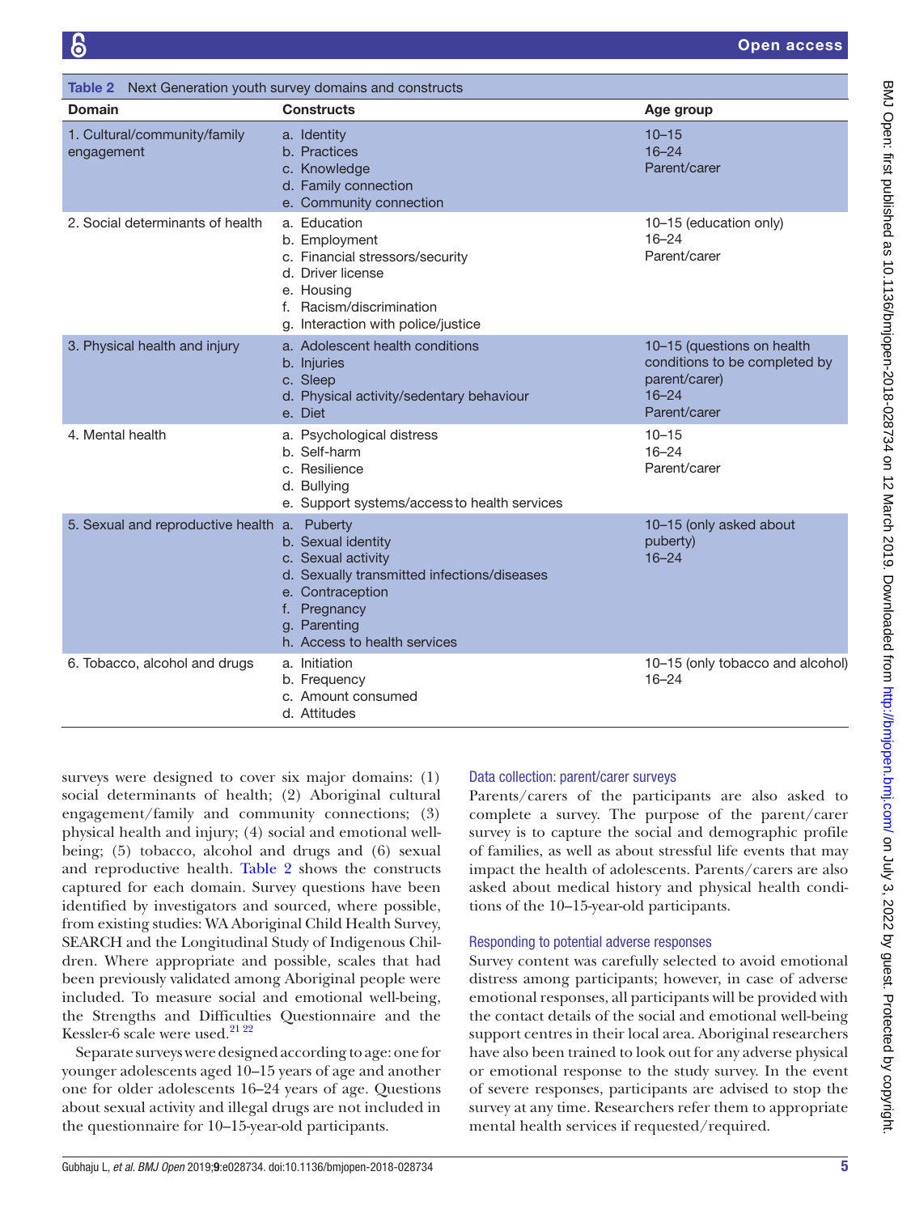Table 2 Next Generation youth survey domains and constructs

| Domain | Constructs | Age group |
|---|---|---|
| 1. Cultural/community/family engagement | a. Identity<br>b. Practices<br>c. Knowledge<br>d. Family connection<br>e. Community connection | 10–15<br>16–24<br>Parent/carer |
| 2. Social determinants of health | a. Education<br>b. Employment<br>c. Financial stressors/security<br>d. Driver license<br>e. Housing<br>f. Racism/discrimination<br>g. Interaction with police/justice | 10–15 (education only)<br>16–24<br>Parent/carer |
| 3. Physical health and injury | a. Adolescent health conditions<br>b. Injuries<br>c. Sleep<br>d. Physical activity/sedentary behaviour<br>e. Diet | 10–15 (questions on health conditions to be completed by parent/carer)<br>16–24<br>Parent/carer |
| 4. Mental health | a. Psychological distress<br>b. Self-harm<br>c. Resilience<br>d. Bullying<br>e. Support systems/access to health services | 10–15<br>16–24<br>Parent/carer |
| 5. Sexual and reproductive health | a. Puberty<br>b. Sexual identity<br>c. Sexual activity<br>d. Sexually transmitted infections/diseases<br>e. Contraception<br>f. Pregnancy<br>g. Parenting<br>h. Access to health services | 10–15 (only asked about puberty)<br>16–24 |
| 6. Tobacco, alcohol and drugs | a. Initiation<br>b. Frequency<br>c. Amount consumed<br>d. Attitudes | 10–15 (only tobacco and alcohol)<br>16–24 |

surveys were designed to cover six major domains: (1) social determinants of health; (2) Aboriginal cultural engagement/family and community connections; (3) physical health and injury; (4) social and emotional well-being; (5) tobacco, alcohol and drugs and (6) sexual and reproductive health. Table 2 shows the constructs captured for each domain. Survey questions have been identified by investigators and sourced, where possible, from existing studies: WA Aboriginal Child Health Survey, SEARCH and the Longitudinal Study of Indigenous Children. Where appropriate and possible, scales that had been previously validated among Aboriginal people were included. To measure social and emotional well-being, the Strengths and Difficulties Questionnaire and the Kessler-6 scale were used.[21 22]

Separate surveys were designed according to age: one for younger adolescents aged 10–15 years of age and another one for older adolescents 16–24 years of age. Questions about sexual activity and illegal drugs are not included in the questionnaire for 10–15-year-old participants.

### Data collection: parent/carer surveys

Parents/carers of the participants are also asked to complete a survey. The purpose of the parent/carer survey is to capture the social and demographic profile of families, as well as about stressful life events that may impact the health of adolescents. Parents/carers are also asked about medical history and physical health conditions of the 10–15-year-old participants.

### Responding to potential adverse responses

Survey content was carefully selected to avoid emotional distress among participants; however, in case of adverse emotional responses, all participants will be provided with the contact details of the social and emotional well-being support centres in their local area. Aboriginal researchers have also been trained to look out for any adverse physical or emotional response to the study survey. In the event of severe responses, participants are advised to stop the survey at any time. Researchers refer them to appropriate mental health services if requested/required.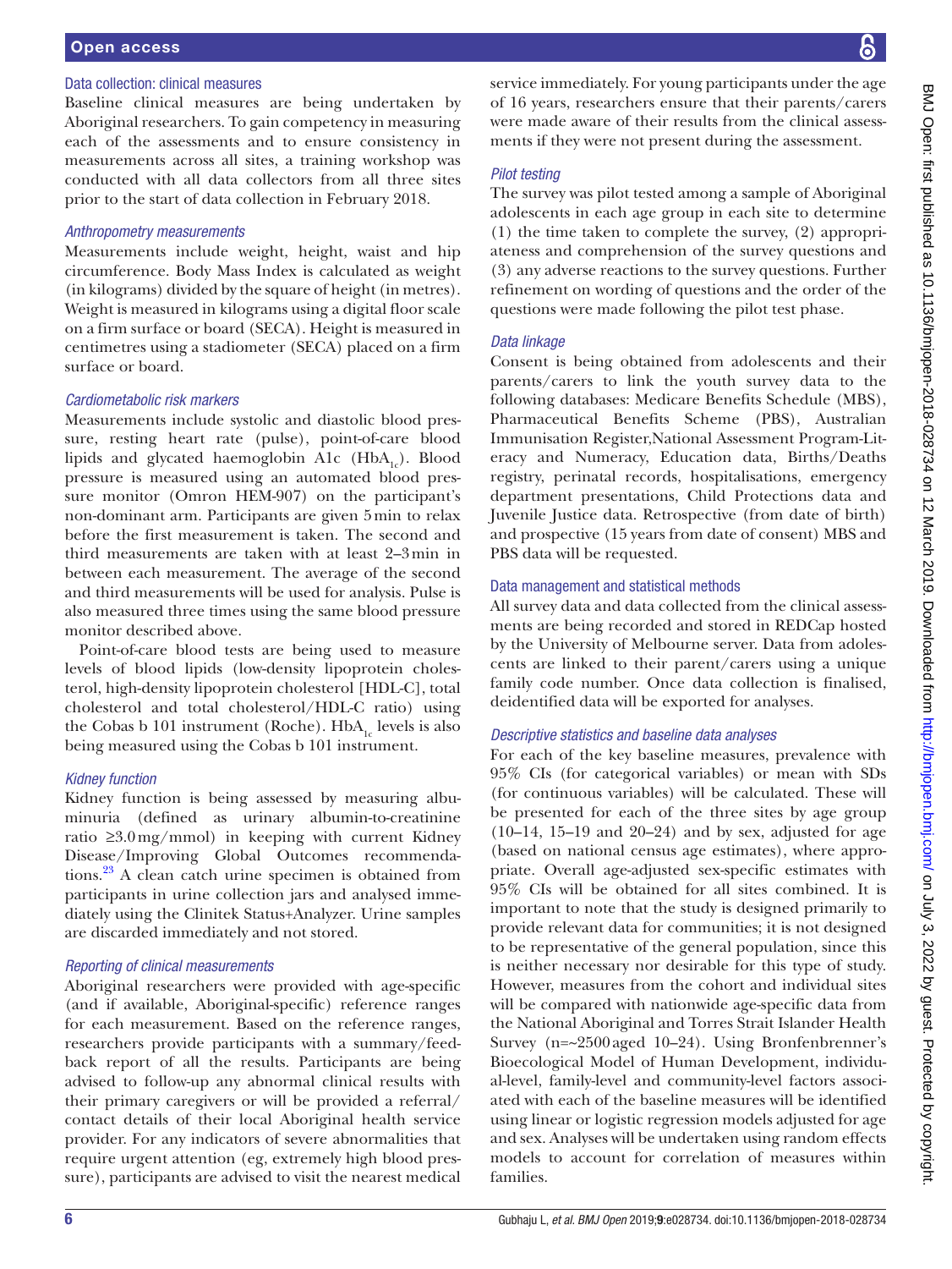### Data collection: clinical measures

Baseline clinical measures are being undertaken by Aboriginal researchers. To gain competency in measuring each of the assessments and to ensure consistency in measurements across all sites, a training workshop was conducted with all data collectors from all three sites prior to the start of data collection in February 2018.

#### *Anthropometry measurements*

Measurements include weight, height, waist and hip circumference. Body Mass Index is calculated as weight (in kilograms) divided by the square of height (in metres). Weight is measured in kilograms using a digital floor scale on a firm surface or board (SECA). Height is measured in centimetres using a stadiometer (SECA) placed on a firm surface or board.

#### *Cardiometabolic risk markers*

Measurements include systolic and diastolic blood pressure, resting heart rate (pulse), point-of-care blood lipids and glycated haemoglobin A1c ($HbA_{1c}$). Blood pressure is measured using an automated blood pressure monitor (Omron HEM-907) on the participant's non-dominant arm. Participants are given 5 min to relax before the first measurement is taken. The second and third measurements are taken with at least 2–3 min in between each measurement. The average of the second and third measurements will be used for analysis. Pulse is also measured three times using the same blood pressure monitor described above.

Point-of-care blood tests are being used to measure levels of blood lipids (low-density lipoprotein cholesterol, high-density lipoprotein cholesterol [HDL-C], total cholesterol and total cholesterol/HDL-C ratio) using the Cobas b 101 instrument (Roche). $HbA_{1c}$ levels is also being measured using the Cobas b 101 instrument.

#### *Kidney function*

Kidney function is being assessed by measuring albuminuria (defined as urinary albumin-to-creatinine ratio ≥3.0 mg/mmol) in keeping with current Kidney Disease/Improving Global Outcomes recommendations.[23] A clean catch urine specimen is obtained from participants in urine collection jars and analysed immediately using the Clinitek Status+Analyzer. Urine samples are discarded immediately and not stored.

#### *Reporting of clinical measurements*

Aboriginal researchers were provided with age-specific (and if available, Aboriginal-specific) reference ranges for each measurement. Based on the reference ranges, researchers provide participants with a summary/feedback report of all the results. Participants are being advised to follow-up any abnormal clinical results with their primary caregivers or will be provided a referral/contact details of their local Aboriginal health service provider. For any indicators of severe abnormalities that require urgent attention (eg, extremely high blood pressure), participants are advised to visit the nearest medical service immediately. For young participants under the age of 16 years, researchers ensure that their parents/carers were made aware of their results from the clinical assessments if they were not present during the assessment.

#### *Pilot testing*

The survey was pilot tested among a sample of Aboriginal adolescents in each age group in each site to determine (1) the time taken to complete the survey, (2) appropriateness and comprehension of the survey questions and (3) any adverse reactions to the survey questions. Further refinement on wording of questions and the order of the questions were made following the pilot test phase.

#### *Data linkage*

Consent is being obtained from adolescents and their parents/carers to link the youth survey data to the following databases: Medicare Benefits Schedule (MBS), Pharmaceutical Benefits Scheme (PBS), Australian Immunisation Register,National Assessment Program-Literacy and Numeracy, Education data, Births/Deaths registry, perinatal records, hospitalisations, emergency department presentations, Child Protections data and Juvenile Justice data. Retrospective (from date of birth) and prospective (15 years from date of consent) MBS and PBS data will be requested.

### Data management and statistical methods

All survey data and data collected from the clinical assessments are being recorded and stored in REDCap hosted by the University of Melbourne server. Data from adolescents are linked to their parent/carers using a unique family code number. Once data collection is finalised, deidentified data will be exported for analyses.

#### *Descriptive statistics and baseline data analyses*

For each of the key baseline measures, prevalence with 95% CIs (for categorical variables) or mean with SDs (for continuous variables) will be calculated. These will be presented for each of the three sites by age group (10–14, 15–19 and 20–24) and by sex, adjusted for age (based on national census age estimates), where appropriate. Overall age-adjusted sex-specific estimates with 95% CIs will be obtained for all sites combined. It is important to note that the study is designed primarily to provide relevant data for communities; it is not designed to be representative of the general population, since this is neither necessary nor desirable for this type of study. However, measures from the cohort and individual sites will be compared with nationwide age-specific data from the National Aboriginal and Torres Strait Islander Health Survey (n=~2500 aged 10–24). Using Bronfenbrenner's Bioecological Model of Human Development, individual-level, family-level and community-level factors associated with each of the baseline measures will be identified using linear or logistic regression models adjusted for age and sex. Analyses will be undertaken using random effects models to account for correlation of measures within families.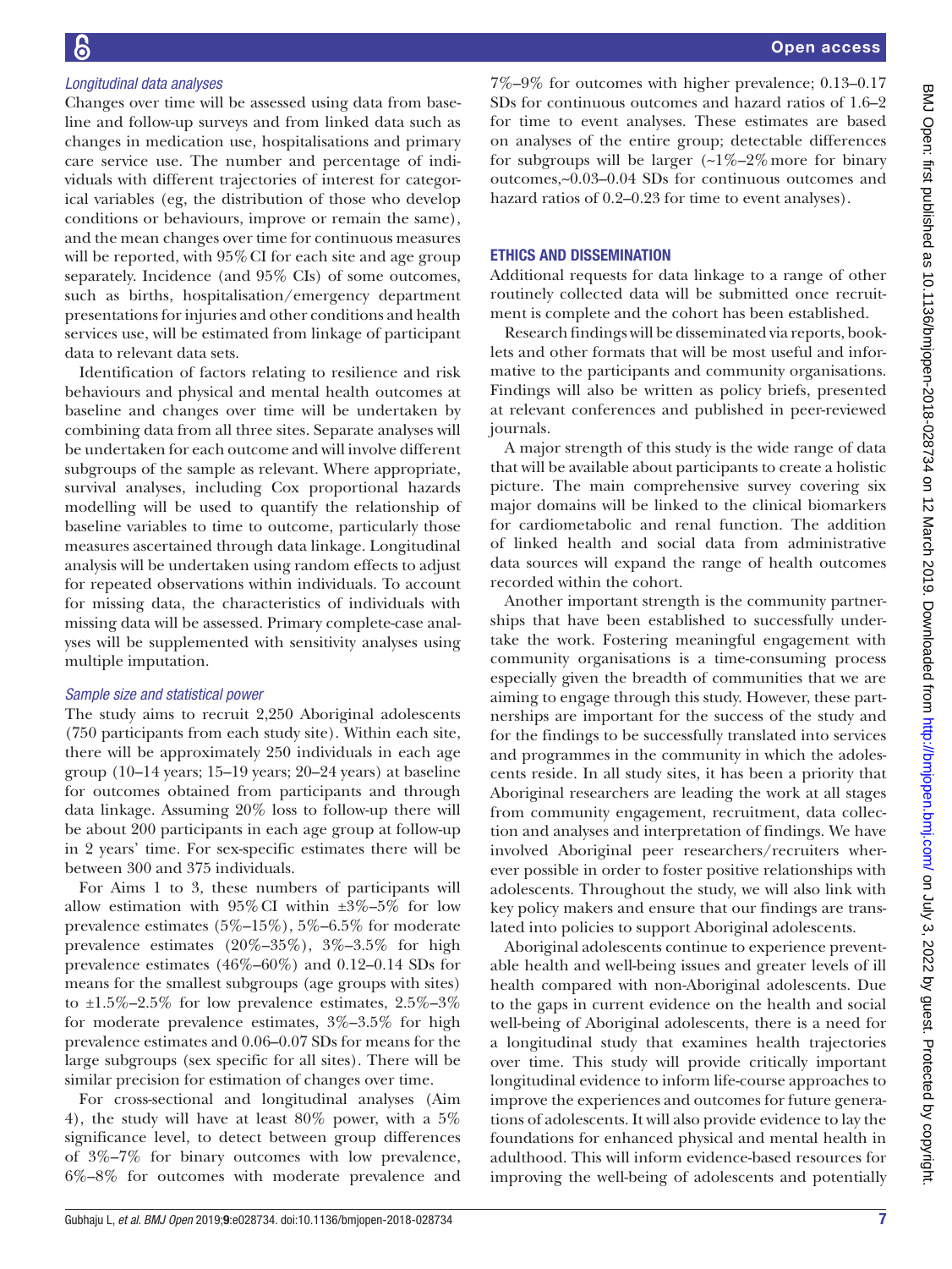*Longitudinal data analyses*

Changes over time will be assessed using data from baseline and follow-up surveys and from linked data such as changes in medication use, hospitalisations and primary care service use. The number and percentage of individuals with different trajectories of interest for categorical variables (eg, the distribution of those who develop conditions or behaviours, improve or remain the same), and the mean changes over time for continuous measures will be reported, with 95% CI for each site and age group separately. Incidence (and 95% CIs) of some outcomes, such as births, hospitalisation/emergency department presentations for injuries and other conditions and health services use, will be estimated from linkage of participant data to relevant data sets.

Identification of factors relating to resilience and risk behaviours and physical and mental health outcomes at baseline and changes over time will be undertaken by combining data from all three sites. Separate analyses will be undertaken for each outcome and will involve different subgroups of the sample as relevant. Where appropriate, survival analyses, including Cox proportional hazards modelling will be used to quantify the relationship of baseline variables to time to outcome, particularly those measures ascertained through data linkage. Longitudinal analysis will be undertaken using random effects to adjust for repeated observations within individuals. To account for missing data, the characteristics of individuals with missing data will be assessed. Primary complete-case analyses will be supplemented with sensitivity analyses using multiple imputation.

*Sample size and statistical power*

The study aims to recruit 2,250 Aboriginal adolescents (750 participants from each study site). Within each site, there will be approximately 250 individuals in each age group (10–14 years; 15–19 years; 20–24 years) at baseline for outcomes obtained from participants and through data linkage. Assuming 20% loss to follow-up there will be about 200 participants in each age group at follow-up in 2 years' time. For sex-specific estimates there will be between 300 and 375 individuals.

For Aims 1 to 3, these numbers of participants will allow estimation with 95% CI within ±3%–5% for low prevalence estimates (5%–15%), 5%–6.5% for moderate prevalence estimates (20%–35%), 3%–3.5% for high prevalence estimates (46%–60%) and 0.12–0.14 SDs for means for the smallest subgroups (age groups with sites) to ±1.5%–2.5% for low prevalence estimates, 2.5%–3% for moderate prevalence estimates, 3%–3.5% for high prevalence estimates and 0.06–0.07 SDs for means for the large subgroups (sex specific for all sites). There will be similar precision for estimation of changes over time.

For cross-sectional and longitudinal analyses (Aim 4), the study will have at least 80% power, with a 5% significance level, to detect between group differences of 3%–7% for binary outcomes with low prevalence, 6%–8% for outcomes with moderate prevalence and 7%–9% for outcomes with higher prevalence; 0.13–0.17 SDs for continuous outcomes and hazard ratios of 1.6–2 for time to event analyses. These estimates are based on analyses of the entire group; detectable differences for subgroups will be larger (~1%–2% more for binary outcomes,~0.03–0.04 SDs for continuous outcomes and hazard ratios of 0.2–0.23 for time to event analyses).

## ETHICS AND DISSEMINATION

Additional requests for data linkage to a range of other routinely collected data will be submitted once recruitment is complete and the cohort has been established.

Research findings will be disseminated via reports, booklets and other formats that will be most useful and informative to the participants and community organisations. Findings will also be written as policy briefs, presented at relevant conferences and published in peer-reviewed journals.

A major strength of this study is the wide range of data that will be available about participants to create a holistic picture. The main comprehensive survey covering six major domains will be linked to the clinical biomarkers for cardiometabolic and renal function. The addition of linked health and social data from administrative data sources will expand the range of health outcomes recorded within the cohort.

Another important strength is the community partnerships that have been established to successfully undertake the work. Fostering meaningful engagement with community organisations is a time-consuming process especially given the breadth of communities that we are aiming to engage through this study. However, these partnerships are important for the success of the study and for the findings to be successfully translated into services and programmes in the community in which the adolescents reside. In all study sites, it has been a priority that Aboriginal researchers are leading the work at all stages from community engagement, recruitment, data collection and analyses and interpretation of findings. We have involved Aboriginal peer researchers/recruiters wherever possible in order to foster positive relationships with adolescents. Throughout the study, we will also link with key policy makers and ensure that our findings are translated into policies to support Aboriginal adolescents.

Aboriginal adolescents continue to experience preventable health and well-being issues and greater levels of ill health compared with non-Aboriginal adolescents. Due to the gaps in current evidence on the health and social well-being of Aboriginal adolescents, there is a need for a longitudinal study that examines health trajectories over time. This study will provide critically important longitudinal evidence to inform life-course approaches to improve the experiences and outcomes for future generations of adolescents. It will also provide evidence to lay the foundations for enhanced physical and mental health in adulthood. This will inform evidence-based resources for improving the well-being of adolescents and potentially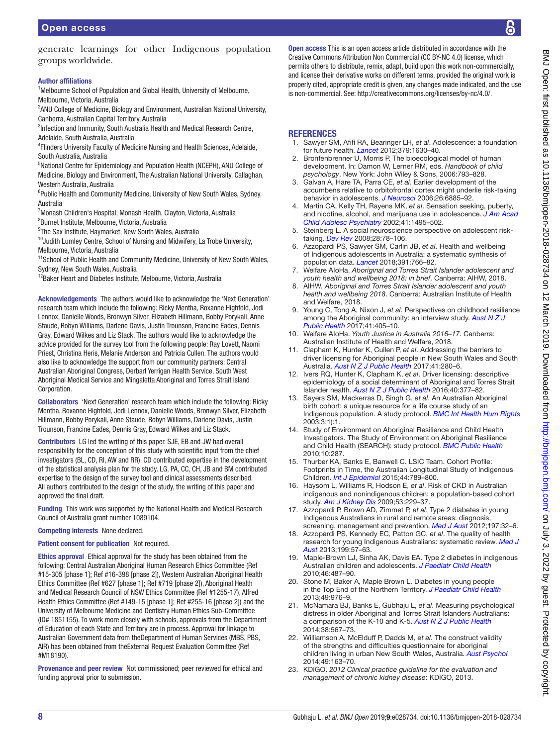generate learnings for other Indigenous population groups worldwide.

**Author affiliations**

[1]Melbourne School of Population and Global Health, University of Melbourne, Melbourne, Victoria, Australia
[2]ANU College of Medicine, Biology and Environment, Australian National University, Canberra, Australian Capital Territory, Australia
[3]Infection and Immunity, South Australia Health and Medical Research Centre, Adelaide, South Australia, Australia
[4]Flinders University Faculty of Medicine Nursing and Health Sciences, Adelaide, South Australia, Australia
[5]National Centre for Epidemiology and Population Health (NCEPH), ANU College of Medicine, Biology and Environment, The Australian National University, Callaghan, Western Australia, Australia
[6]Public Health and Community Medicine, University of New South Wales, Sydney, Australia
[7]Monash Children's Hospital, Monash Health, Clayton, Victoria, Australia
[8]Burnet Institute, Melbourne, Victoria, Australia
[9]The Sax Institute, Haymarket, New South Wales, Australia
[10]Judith Lumley Centre, School of Nursing and Midwifery, La Trobe University, Melbourne, Victoria, Australia
[11]School of Public Health and Community Medicine, University of New South Wales, Sydney, New South Wales, Australia
[12]Baker Heart and Diabetes Institute, Melbourne, Victoria, Australia

**Acknowledgements** The authors would like to acknowledge the 'Next Generation' research team which include the following: Ricky Mentha, Roxanne Highfold, Jodi Lennox, Danielle Woods, Bronwyn Silver, Elizabeth Hillmann, Bobby Porykali, Anne Staude, Robyn Williams, Darlene Davis, Justin Trounson, Francine Eades, Dennis Gray, Edward Wilkes and Liz Stack. The authors would like to acknowledge the advice provided for the survey tool from the following people: Ray Lovett, Naomi Priest, Christina Heris, Melanie Anderson and Patricia Cullen. The authors would also like to acknowledge the support from our community partners: Central Australian Aboriginal Congress, Derbarl Yerrigan Health Service, South West Aboriginal Medical Service and Mingaletta Aboriginal and Torres Strait Island Corporation.

**Collaborators** 'Next Generation' research team which include the following: Ricky Mentha, Roxanne Highfold, Jodi Lennox, Danielle Woods, Bronwyn Silver, Elizabeth Hillmann, Bobby Porykali, Anne Staude, Robyn Williams, Darlene Davis, Justin Trounson, Francine Eades, Dennis Gray, Edward Wilkes and Liz Stack.

**Contributors** LG led the writing of this paper. SJE, EB and JW had overall responsibility for the conception of this study with scientific input from the chief investigators (BL, CD, RI, AW and RR). CD contributed expertise in the development of the statistical analysis plan for the study. LG, PA, CC, CH, JB and BM contributed expertise to the design of the survey tool and clinical assessments described. All authors contributed to the design of the study, the writing of this paper and approved the final draft.

**Funding** This work was supported by the National Health and Medical Research Council of Australia grant number 1089104.

**Competing interests** None declared.

**Patient consent for publication** Not required.

**Ethics approval** Ethical approval for the study has been obtained from the following: Central Australian Aboriginal Human Research Ethics Committee (Ref #15-305 [phase 1]; Ref #16-398 [phase 2]), Western Australian Aboriginal Health Ethics Committee (Ref #627 [phase 1]; Ref #719 [phase 2]), Aboriginal Health and Medical Research Council of NSW Ethics Committee (Ref #1255-17), Alfred Health Ethics Committee (Ref #149-15 [phase 1]; Ref #255-16 [phase 2]) and the University of Melbourne Medicine and Dentistry Human Ethics Sub-Committee (ID# 1851155). To work more closely with schools, approvals from the Department of Education of each State and Territory are in process. Approval for linkage to Australian Government data from theDepartment of Human Services (MBS, PBS, AIR) has been obtained from theExternal Request Evaluation Committee (Ref #M18190).

**Provenance and peer review** Not commissioned; peer reviewed for ethical and funding approval prior to submission.

**Open access** This is an open access article distributed in accordance with the Creative Commons Attribution Non Commercial (CC BY-NC 4.0) license, which permits others to distribute, remix, adapt, build upon this work non-commercially, and license their derivative works on different terms, provided the original work is properly cited, appropriate credit is given, any changes made indicated, and the use is non-commercial. See: http://creativecommons.org/licenses/by-nc/4.0/.

## REFERENCES

1. Sawyer SM, Afifi RA, Bearinger LH, *et al*. Adolescence: a foundation for future health. *Lancet* 2012;379:1630–40.
2. Bronfenbrenner U, Morris P. The bioecological model of human development. In: Damon W, Lerner RM, eds. *Handbook of child psychology*. New York: John Wiley & Sons, 2006:793–828.
3. Galvan A, Hare TA, Parra CE, *et al*. Earlier development of the accumbens relative to orbitofrontal cortex might underlie risk-taking behavior in adolescents. *J Neurosci* 2006;26:6885–92.
4. Martin CA, Kelly TH, Rayens MK, *et al*. Sensation seeking, puberty, and nicotine, alcohol, and marijuana use in adolescence. *J Am Acad Child Adolesc Psychiatry* 2002;41:1495–502.
5. Steinberg L. A social neuroscience perspective on adolescent risk-taking. *Dev Rev* 2008;28:78–106.
6. Azzopardi PS, Sawyer SM, Carlin JB, *et al*. Health and wellbeing of Indigenous adolescents in Australia: a systematic synthesis of population data. *Lancet* 2018;391:766–82.
7. Welfare AIoHa. *Aboriginal and Torres Strait Islander adolescent and youth health and wellbeing 2018: in brief*. Canberra: AIHW, 2018.
8. AIHW. *Aboriginal and Torres Strait Islander adolescent and youth health and wellbeing 2018*. Canberra: Australian Institute of Health and Welfare, 2018.
9. Young C, Tong A, Nixon J, *et al*. Perspectives on childhood resilience among the Aboriginal community: an interview study. *Aust N Z J Public Health* 2017;41:405–10.
10. Welfare AIoHa. *Youth Justice in Australia 2016–17*. Canberra: Australian Institute of Health and Welfare, 2018.
11. Clapham K, Hunter K, Cullen P, *et al*. Addressing the barriers to driver licensing for Aboriginal people in New South Wales and South Australia. *Aust N Z J Public Health* 2017;41:280–6.
12. Ivers RQ, Hunter K, Clapham K, *et al*. Driver licensing: descriptive epidemiology of a social determinant of Aboriginal and Torres Strait Islander health. *Aust N Z J Public Health* 2016;40:377–82.
13. Sayers SM, Mackerras D, Singh G, *et al*. An Australian Aboriginal birth cohort: a unique resource for a life course study of an Indigenous population. A study protocol. *BMC Int Health Hum Rights* 2003;3:1):1.
14. Study of Environment on Aboriginal Resilience and Child Health Investigators. The Study of Environment on Aboriginal Resilience and Child Health (SEARCH): study protocol. *BMC Public Health* 2010;10:287.
15. Thurber KA, Banks E, Banwell C. LSIC Team. Cohort Profile: Footprints in Time, the Australian Longitudinal Study of Indigenous Children. *Int J Epidemiol* 2015;44:789–800.
16. Haysom L, Williams R, Hodson E, *et al*. Risk of CKD in Australian indigenous and nonindigenous children: a population-based cohort study. *Am J Kidney Dis* 2009;53:229–37.
17. Azzopardi P, Brown AD, Zimmet P, *et al*. Type 2 diabetes in young Indigenous Australians in rural and remote areas: diagnosis, screening, management and prevention. *Med J Aust* 2012;197:32–6.
18. Azzopardi PS, Kennedy EC, Patton GC, *et al*. The quality of health research for young Indigenous Australians: systematic review. *Med J Aust* 2013;199:57–63.
19. Maple-Brown LJ, Sinha AK, Davis EA. Type 2 diabetes in indigenous Australian children and adolescents. *J Paediatr Child Health* 2010;46:487–90.
20. Stone M, Baker A, Maple Brown L. Diabetes in young people in the Top End of the Northern Territory. *J Paediatr Child Health* 2013;49:976–9.
21. McNamara BJ, Banks E, Gubhaju L, *et al*. Measuring psychological distress in older Aboriginal and Torres Strait Islanders Australians: a comparison of the K-10 and K-5. *Aust N Z J Public Health* 2014;38:567–73.
22. Williamson A, McElduff P, Dadds M, *et al*. The construct validity of the strengths and difficulties questionnaire for aboriginal children living in urban New South Wales, Australia. *Aust Psychol* 2014;49:163–70.
23. KDIGO. *2012 Clinical practice guideline for the evaluation and management of chronic kidney disease*: KDIGO, 2013.